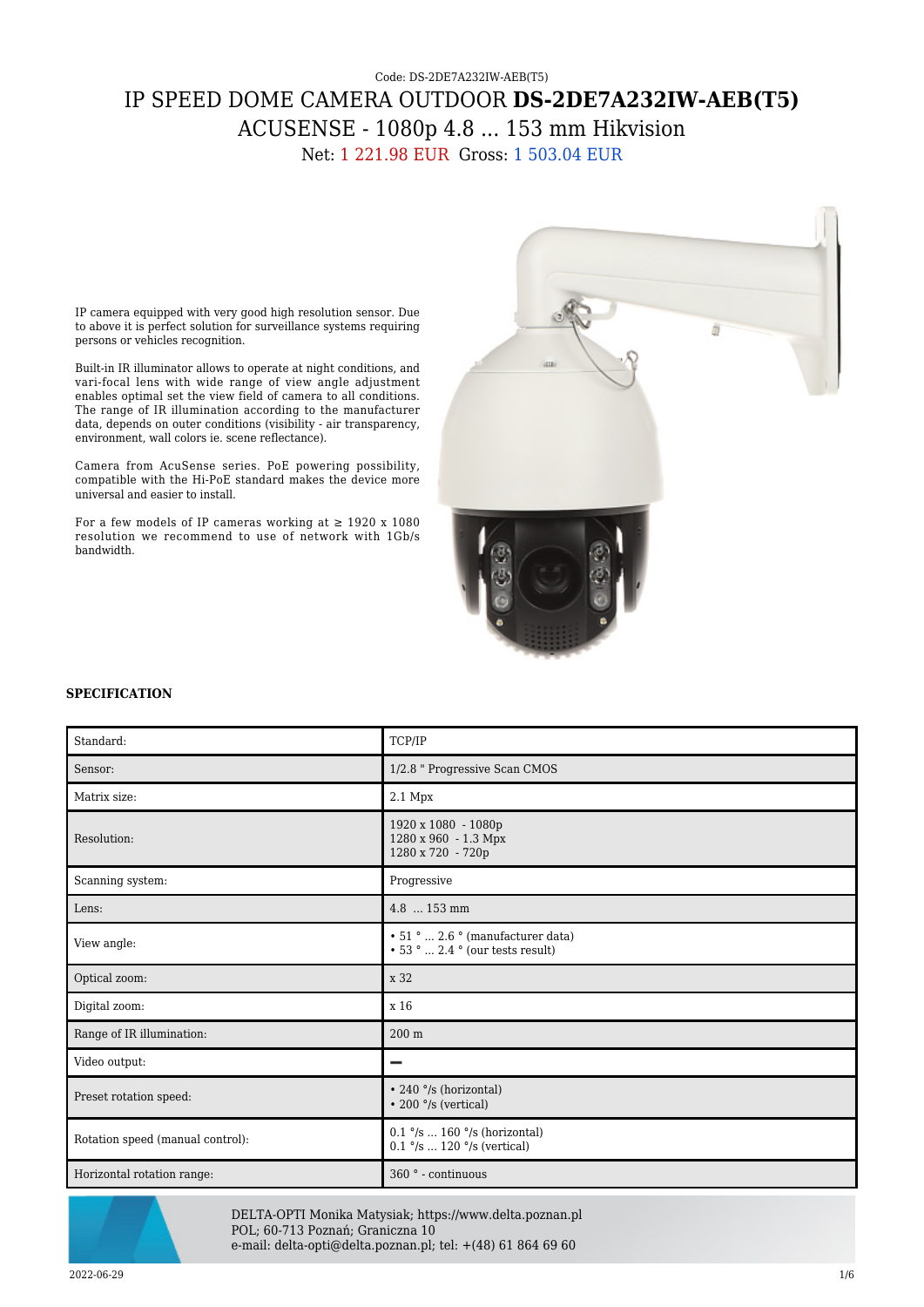Code: DS-2DE7A232IW-AEB(T5)

# IP SPEED DOME CAMERA OUTDOOR **DS-2DE7A232IW-AEB(T5)** ACUSENSE - 1080p 4.8 ... 153 mm Hikvision

Net: 1 221.98 EUR Gross: 1 503.04 EUR

IP camera equipped with very good high resolution sensor. Due to above it is perfect solution for surveillance systems requiring persons or vehicles recognition.

Built-in IR illuminator allows to operate at night conditions, and vari-focal lens with wide range of view angle adjustment enables optimal set the view field of camera to all conditions. The range of IR illumination according to the manufacturer data, depends on outer conditions (visibility - air transparency, environment, wall colors ie. scene reflectance).

Camera from AcuSense series. PoE powering possibility, compatible with the Hi-PoE standard makes the device more universal and easier to install.

For a few models of IP cameras working at ≥ 1920 x 1080 resolution we recommend to use of network with 1Gb/s bandwidth.

### SPECIFICATION

| | |
|---|---|
| Standard: | TCP/IP |
| Sensor: | 1/2.8 " Progressive Scan CMOS |
| Matrix size: | 2.1 Mpx |
| Resolution: | 1920 x 1080 - 1080p<br>1280 x 960 - 1.3 Mpx<br>1280 x 720 - 720p |
| Scanning system: | Progressive |
| Lens: | 4.8 ... 153 mm |
| View angle: | • 51 ° ... 2.6 ° (manufacturer data)<br>• 53 ° ... 2.4 ° (our tests result) |
| Optical zoom: | x 32 |
| Digital zoom: | x 16 |
| Range of IR illumination: | 200 m |
| Video output: | – |
| Preset rotation speed: | • 240 °/s (horizontal)<br>• 200 °/s (vertical) |
| Rotation speed (manual control): | 0.1 °/s ... 160 °/s (horizontal)<br>0.1 °/s ... 120 °/s (vertical) |
| Horizontal rotation range: | 360 ° - continuous |

DELTA-OPTI Monika Matysiak; https://www.delta.poznan.pl
POL; 60-713 Poznań; Graniczna 10
e-mail: delta-opti@delta.poznan.pl; tel: +(48) 61 864 69 60

2022-06-29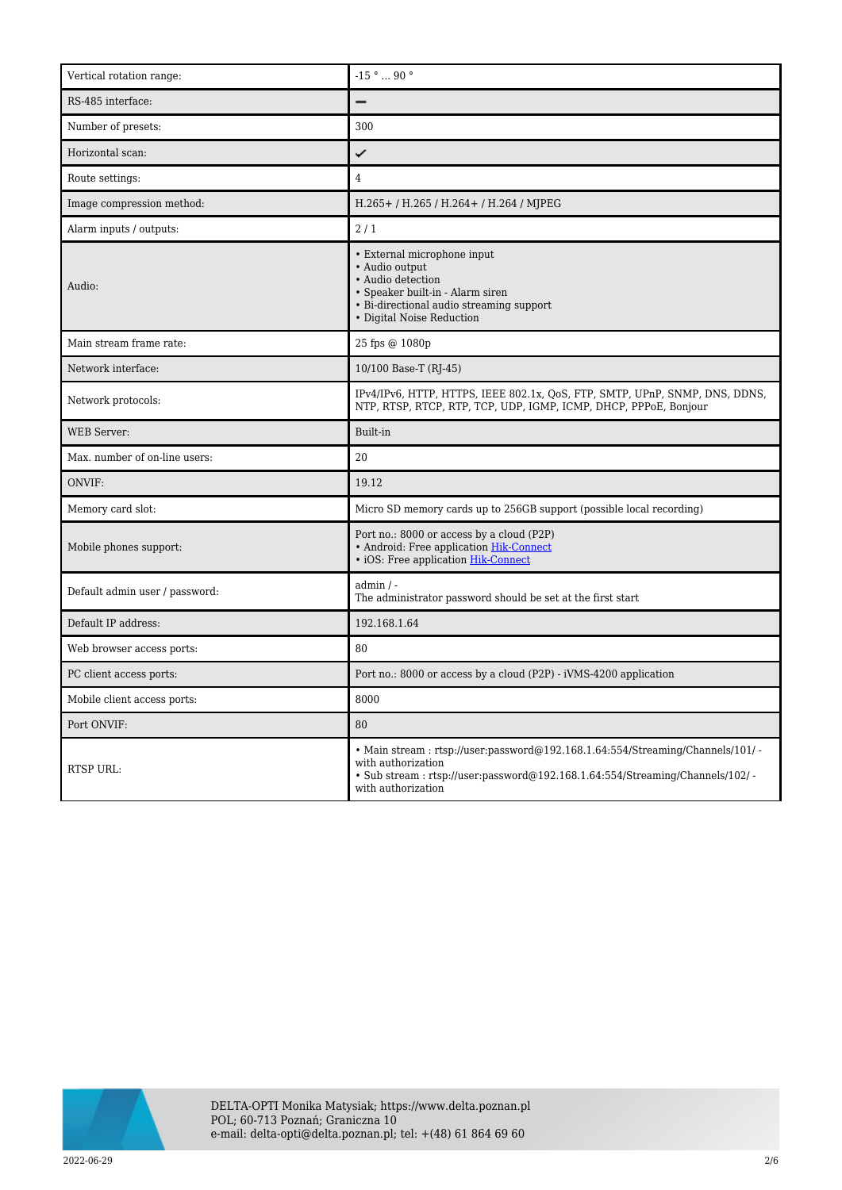| | |
|---|---|
| Vertical rotation range: | -15 ° ... 90 ° |
| RS-485 interface: | ➖ |
| Number of presets: | 300 |
| Horizontal scan: | ✔ |
| Route settings: | 4 |
| Image compression method: | H.265+ / H.265 / H.264+ / H.264 / MJPEG |
| Alarm inputs / outputs: | 2 / 1 |
| Audio: | • External microphone input<br>• Audio output<br>• Audio detection<br>• Speaker built-in - Alarm siren<br>• Bi-directional audio streaming support<br>• Digital Noise Reduction |
| Main stream frame rate: | 25 fps @ 1080p |
| Network interface: | 10/100 Base-T (RJ-45) |
| Network protocols: | IPv4/IPv6, HTTP, HTTPS, IEEE 802.1x, QoS, FTP, SMTP, UPnP, SNMP, DNS, DDNS, NTP, RTSP, RTCP, RTP, TCP, UDP, IGMP, ICMP, DHCP, PPPoE, Bonjour |
| WEB Server: | Built-in |
| Max. number of on-line users: | 20 |
| ONVIF: | 19.12 |
| Memory card slot: | Micro SD memory cards up to 256GB support (possible local recording) |
| Mobile phones support: | Port no.: 8000 or access by a cloud (P2P)<br>• Android: Free application Hik-Connect<br>• iOS: Free application Hik-Connect |
| Default admin user / password: | admin / -<br>The administrator password should be set at the first start |
| Default IP address: | 192.168.1.64 |
| Web browser access ports: | 80 |
| PC client access ports: | Port no.: 8000 or access by a cloud (P2P) - iVMS-4200 application |
| Mobile client access ports: | 8000 |
| Port ONVIF: | 80 |
| RTSP URL: | • Main stream : rtsp://user:password@192.168.1.64:554/Streaming/Channels/101/ - with authorization<br>• Sub stream : rtsp://user:password@192.168.1.64:554/Streaming/Channels/102/ - with authorization |

DELTA-OPTI Monika Matysiak; https://www.delta.poznan.pl
POL; 60-713 Poznań; Graniczna 10
e-mail: delta-opti@delta.poznan.pl; tel: +(48) 61 864 69 60

2022-06-29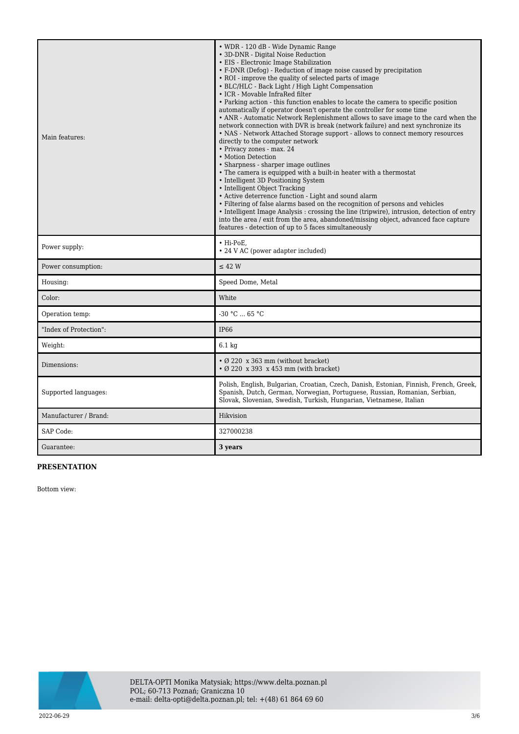| | |
|---|---|
| Main features: | • WDR - 120 dB - Wide Dynamic Range<br>• 3D-DNR - Digital Noise Reduction<br>• EIS - Electronic Image Stabilization<br>• F-DNR (Defog) - Reduction of image noise caused by precipitation<br>• ROI - improve the quality of selected parts of image<br>• BLC/HLC - Back Light / High Light Compensation<br>• ICR - Movable InfraRed filter<br>• Parking action - this function enables to locate the camera to specific position automatically if operator doesn't operate the controller for some time<br>• ANR - Automatic Network Replenishment allows to save image to the card when the network connection with DVR is break (network failure) and next synchronize its<br>• NAS - Network Attached Storage support - allows to connect memory resources directly to the computer network<br>• Privacy zones - max. 24<br>• Motion Detection<br>• Sharpness - sharper image outlines<br>• The camera is equipped with a built-in heater with a thermostat<br>• Intelligent 3D Positioning System<br>• Intelligent Object Tracking<br>• Active deterrence function - Light and sound alarm<br>• Filtering of false alarms based on the recognition of persons and vehicles<br>• Intelligent Image Analysis : crossing the line (tripwire), intrusion, detection of entry into the area / exit from the area, abandoned/missing object, advanced face capture features - detection of up to 5 faces simultaneously |
| Power supply: | • Hi-PoE,<br>• 24 V AC (power adapter included) |
| Power consumption: | ≤ 42 W |
| Housing: | Speed Dome, Metal |
| Color: | White |
| Operation temp: | -30 °C ... 65 °C |
| "Index of Protection": | IP66 |
| Weight: | 6.1 kg |
| Dimensions: | • Ø 220 x 363 mm (without bracket)<br>• Ø 220 x 393 x 453 mm (with bracket) |
| Supported languages: | Polish, English, Bulgarian, Croatian, Czech, Danish, Estonian, Finnish, French, Greek, Spanish, Dutch, German, Norwegian, Portuguese, Russian, Romanian, Serbian, Slovak, Slovenian, Swedish, Turkish, Hungarian, Vietnamese, Italian |
| Manufacturer / Brand: | Hikvision |
| SAP Code: | 327000238 |
| Guarantee: | **3 years** |

**PRESENTATION**

Bottom view: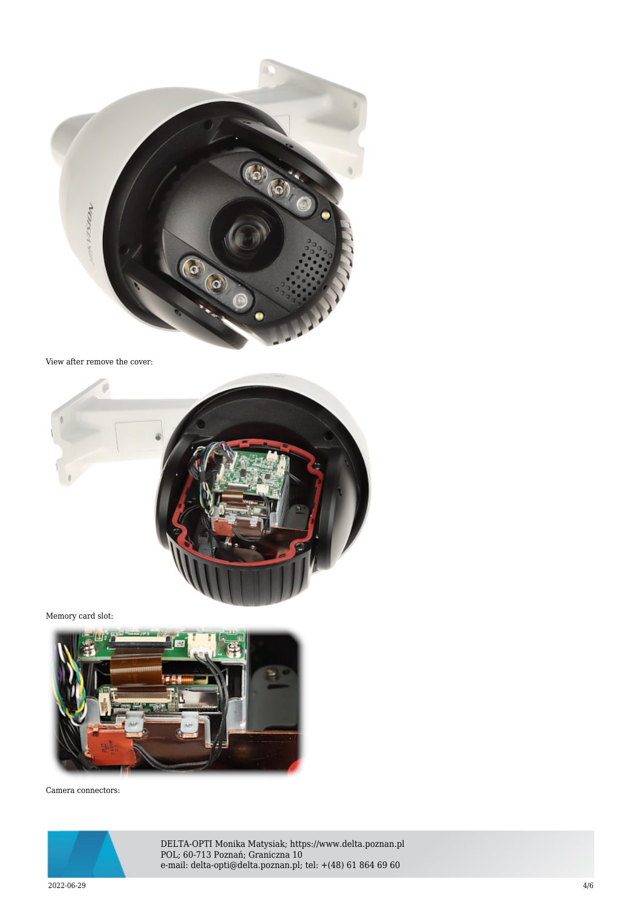View after remove the cover:

Memory card slot:

Camera connectors: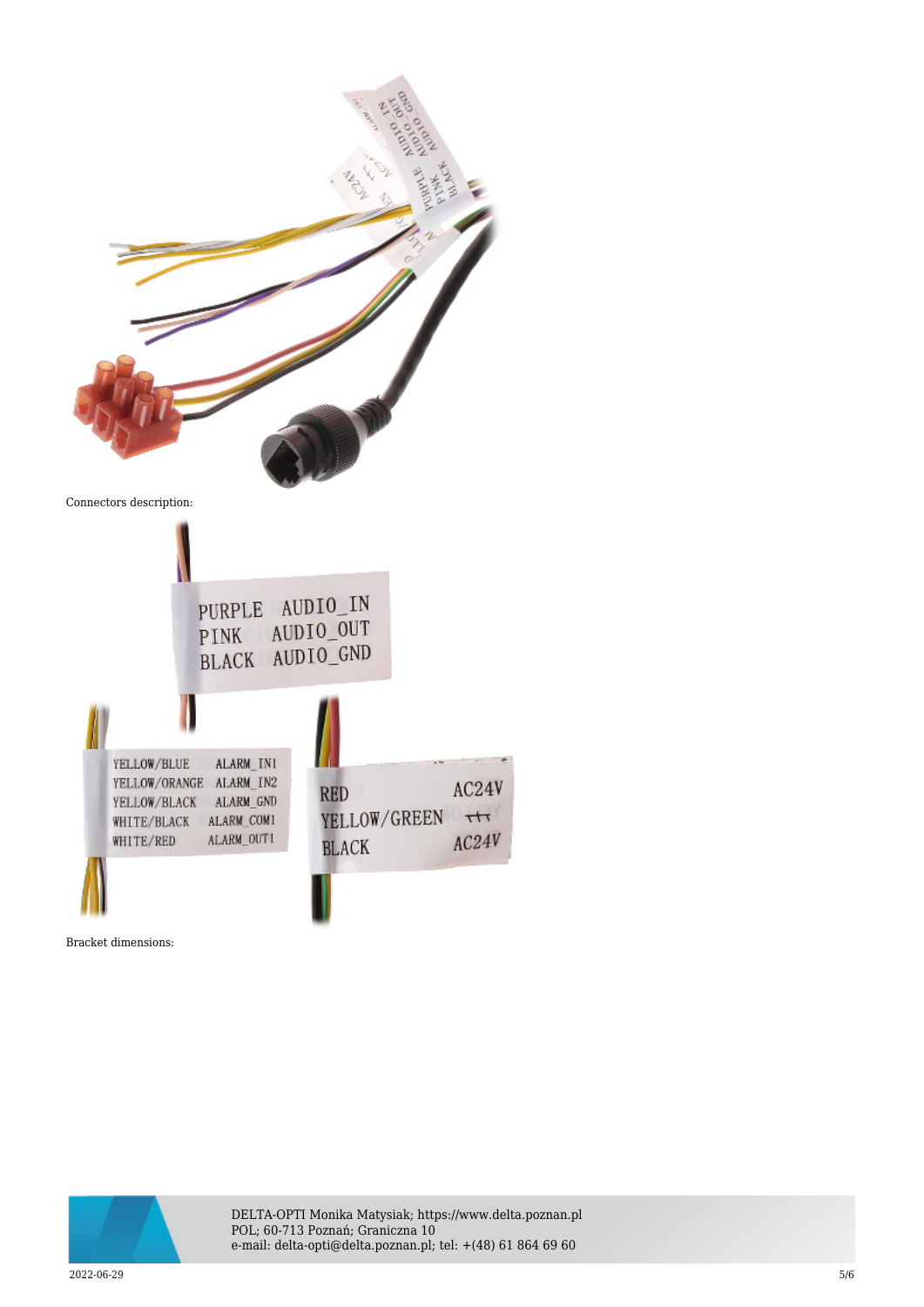Connectors description:

Bracket dimensions: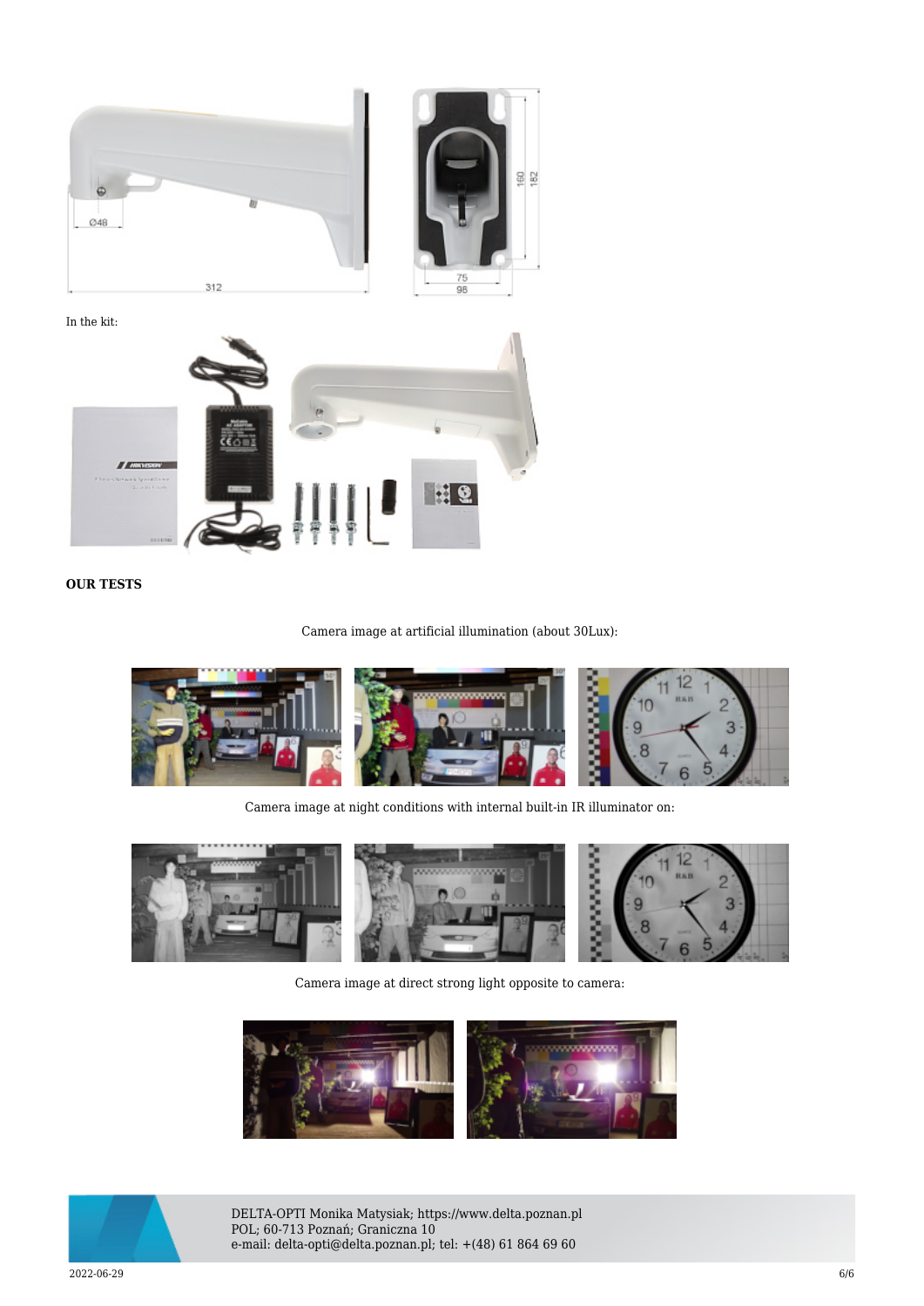In the kit:

**OUR TESTS**

Camera image at artificial illumination (about 30Lux):

Camera image at night conditions with internal built-in IR illuminator on:

Camera image at direct strong light opposite to camera:

DELTA-OPTI Monika Matysiak; https://www.delta.poznan.pl
POL; 60-713 Poznań; Graniczna 10
e-mail: delta-opti@delta.poznan.pl; tel: +(48) 61 864 69 60

2022-06-29